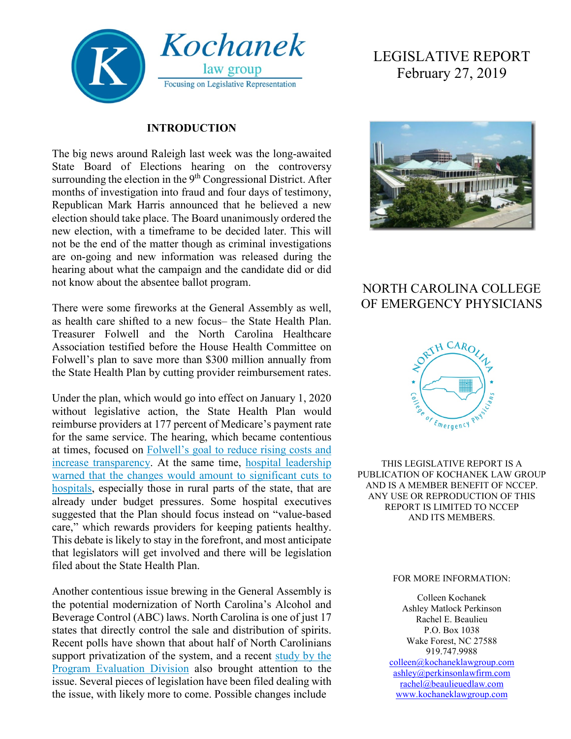Kochanek law group
Focusing on Legislative Representation

# LEGISLATIVE REPORT
February 27, 2019

# NORTH CAROLINA COLLEGE OF EMERGENCY PHYSICIANS

THIS LEGISLATIVE REPORT IS A PUBLICATION OF KOCHANEK LAW GROUP AND IS A MEMBER BENEFIT OF NCCEP. ANY USE OR REPRODUCTION OF THIS REPORT IS LIMITED TO NCCEP AND ITS MEMBERS.

FOR MORE INFORMATION:

Colleen Kochanek
Ashley Matlock Perkinson
Rachel E. Beaulieu
P.O. Box 1038
Wake Forest, NC 27588
919.747.9988
colleen@kochaneklawgroup.com
ashley@perkinsonlawfirm.com
rachel@beaulieuedlaw.com
www.kochaneklawgroup.com

## INTRODUCTION

The big news around Raleigh last week was the long-awaited State Board of Elections hearing on the controversy surrounding the election in the 9th Congressional District. After months of investigation into fraud and four days of testimony, Republican Mark Harris announced that he believed a new election should take place. The Board unanimously ordered the new election, with a timeframe to be decided later. This will not be the end of the matter though as criminal investigations are on-going and new information was released during the hearing about what the campaign and the candidate did or did not know about the absentee ballot program.

There were some fireworks at the General Assembly as well, as health care shifted to a new focus– the State Health Plan. Treasurer Folwell and the North Carolina Healthcare Association testified before the House Health Committee on Folwell's plan to save more than $300 million annually from the State Health Plan by cutting provider reimbursement rates.

Under the plan, which would go into effect on January 1, 2020 without legislative action, the State Health Plan would reimburse providers at 177 percent of Medicare's payment rate for the same service. The hearing, which became contentious at times, focused on Folwell's goal to reduce rising costs and increase transparency. At the same time, hospital leadership warned that the changes would amount to significant cuts to hospitals, especially those in rural parts of the state, that are already under budget pressures. Some hospital executives suggested that the Plan should focus instead on "value-based care," which rewards providers for keeping patients healthy. This debate is likely to stay in the forefront, and most anticipate that legislators will get involved and there will be legislation filed about the State Health Plan.

Another contentious issue brewing in the General Assembly is the potential modernization of North Carolina's Alcohol and Beverage Control (ABC) laws. North Carolina is one of just 17 states that directly control the sale and distribution of spirits. Recent polls have shown that about half of North Carolinians support privatization of the system, and a recent study by the Program Evaluation Division also brought attention to the issue. Several pieces of legislation have been filed dealing with the issue, with likely more to come. Possible changes include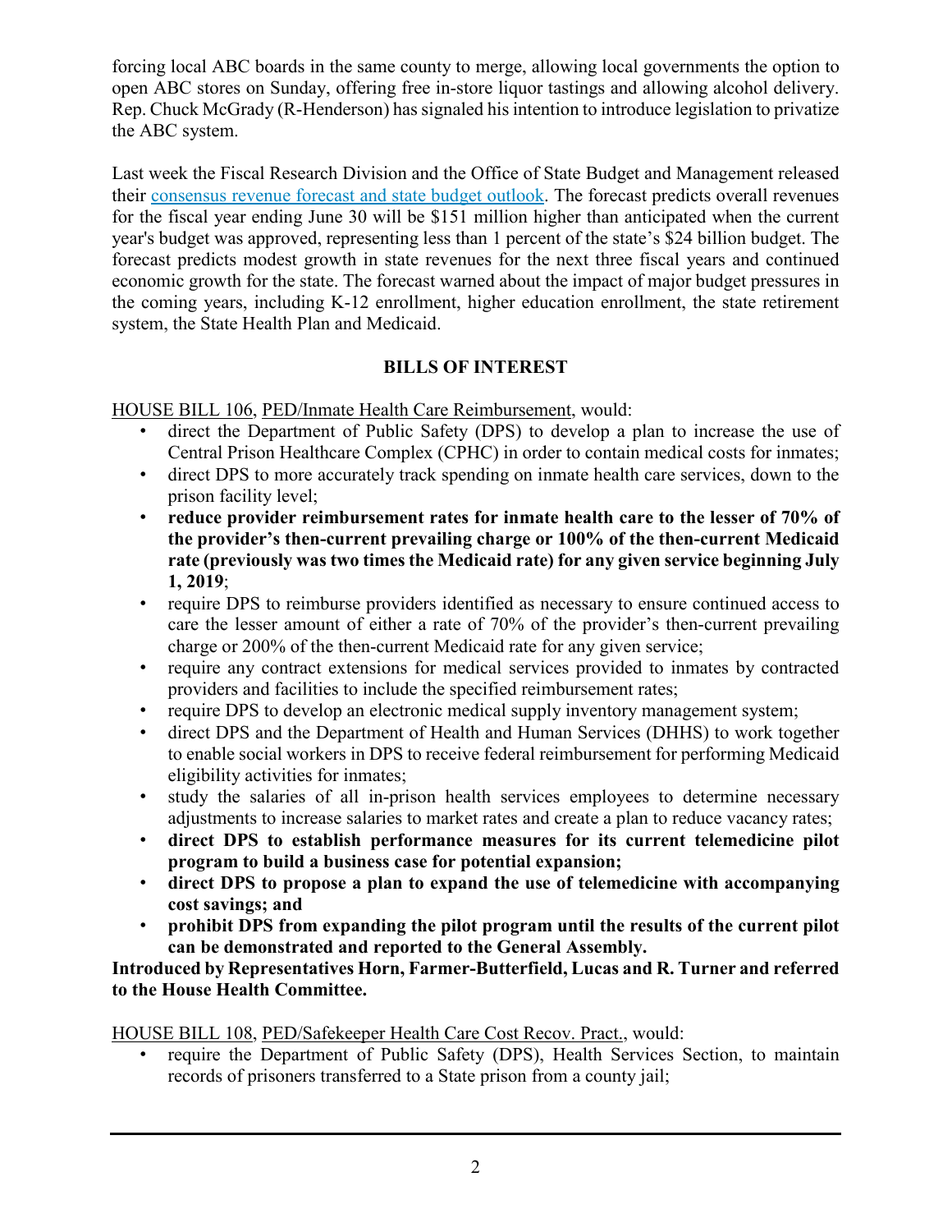forcing local ABC boards in the same county to merge, allowing local governments the option to open ABC stores on Sunday, offering free in-store liquor tastings and allowing alcohol delivery. Rep. Chuck McGrady (R-Henderson) has signaled his intention to introduce legislation to privatize the ABC system.

Last week the Fiscal Research Division and the Office of State Budget and Management released their consensus revenue forecast and state budget outlook. The forecast predicts overall revenues for the fiscal year ending June 30 will be $151 million higher than anticipated when the current year's budget was approved, representing less than 1 percent of the state's $24 billion budget. The forecast predicts modest growth in state revenues for the next three fiscal years and continued economic growth for the state. The forecast warned about the impact of major budget pressures in the coming years, including K-12 enrollment, higher education enrollment, the state retirement system, the State Health Plan and Medicaid.

## BILLS OF INTEREST

HOUSE BILL 106, PED/Inmate Health Care Reimbursement, would:

- direct the Department of Public Safety (DPS) to develop a plan to increase the use of Central Prison Healthcare Complex (CPHC) in order to contain medical costs for inmates;
- direct DPS to more accurately track spending on inmate health care services, down to the prison facility level;
- **reduce provider reimbursement rates for inmate health care to the lesser of 70% of the provider's then-current prevailing charge or 100% of the then-current Medicaid rate (previously was two times the Medicaid rate) for any given service beginning July 1, 2019**;
- require DPS to reimburse providers identified as necessary to ensure continued access to care the lesser amount of either a rate of 70% of the provider's then-current prevailing charge or 200% of the then-current Medicaid rate for any given service;
- require any contract extensions for medical services provided to inmates by contracted providers and facilities to include the specified reimbursement rates;
- require DPS to develop an electronic medical supply inventory management system;
- direct DPS and the Department of Health and Human Services (DHHS) to work together to enable social workers in DPS to receive federal reimbursement for performing Medicaid eligibility activities for inmates;
- study the salaries of all in-prison health services employees to determine necessary adjustments to increase salaries to market rates and create a plan to reduce vacancy rates;
- **direct DPS to establish performance measures for its current telemedicine pilot program to build a business case for potential expansion;**
- **direct DPS to propose a plan to expand the use of telemedicine with accompanying cost savings; and**
- **prohibit DPS from expanding the pilot program until the results of the current pilot can be demonstrated and reported to the General Assembly.**

**Introduced by Representatives Horn, Farmer-Butterfield, Lucas and R. Turner and referred to the House Health Committee.**

HOUSE BILL 108, PED/Safekeeper Health Care Cost Recov. Pract., would:

- require the Department of Public Safety (DPS), Health Services Section, to maintain records of prisoners transferred to a State prison from a county jail;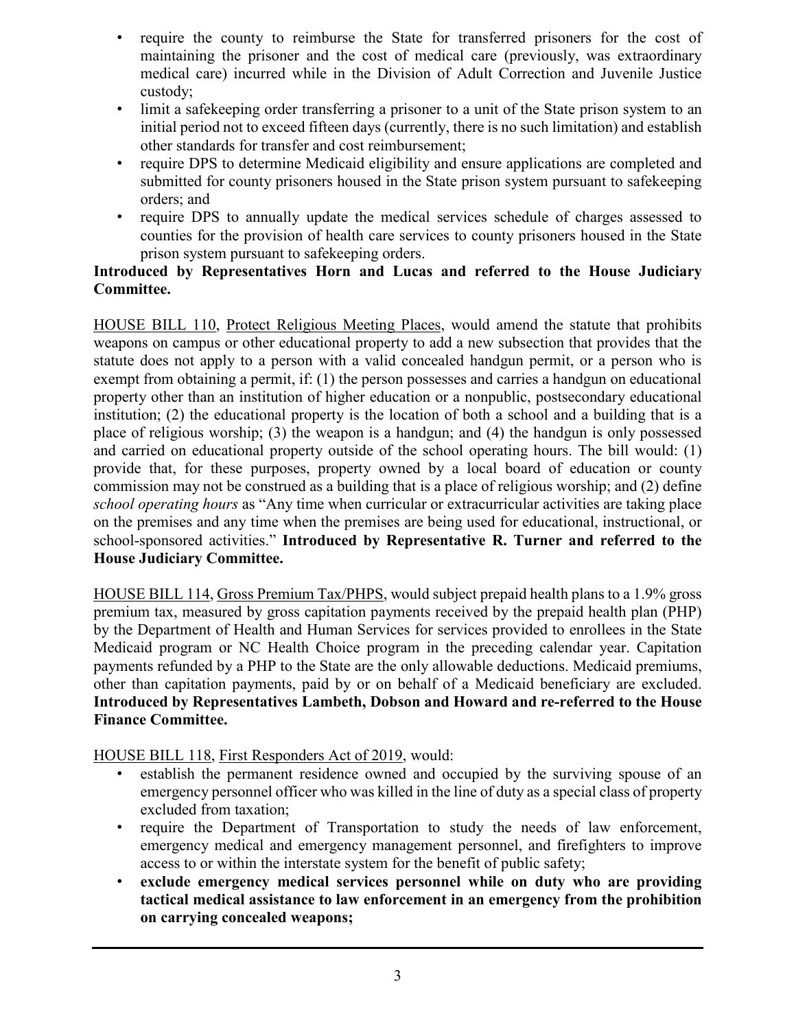- require the county to reimburse the State for transferred prisoners for the cost of maintaining the prisoner and the cost of medical care (previously, was extraordinary medical care) incurred while in the Division of Adult Correction and Juvenile Justice custody;
- limit a safekeeping order transferring a prisoner to a unit of the State prison system to an initial period not to exceed fifteen days (currently, there is no such limitation) and establish other standards for transfer and cost reimbursement;
- require DPS to determine Medicaid eligibility and ensure applications are completed and submitted for county prisoners housed in the State prison system pursuant to safekeeping orders; and
- require DPS to annually update the medical services schedule of charges assessed to counties for the provision of health care services to county prisoners housed in the State prison system pursuant to safekeeping orders.

**Introduced by Representatives Horn and Lucas and referred to the House Judiciary Committee.**

HOUSE BILL 110, Protect Religious Meeting Places, would amend the statute that prohibits weapons on campus or other educational property to add a new subsection that provides that the statute does not apply to a person with a valid concealed handgun permit, or a person who is exempt from obtaining a permit, if: (1) the person possesses and carries a handgun on educational property other than an institution of higher education or a nonpublic, postsecondary educational institution; (2) the educational property is the location of both a school and a building that is a place of religious worship; (3) the weapon is a handgun; and (4) the handgun is only possessed and carried on educational property outside of the school operating hours. The bill would: (1) provide that, for these purposes, property owned by a local board of education or county commission may not be construed as a building that is a place of religious worship; and (2) define *school operating hours* as "Any time when curricular or extracurricular activities are taking place on the premises and any time when the premises are being used for educational, instructional, or school-sponsored activities." **Introduced by Representative R. Turner and referred to the House Judiciary Committee.**

HOUSE BILL 114, Gross Premium Tax/PHPS, would subject prepaid health plans to a 1.9% gross premium tax, measured by gross capitation payments received by the prepaid health plan (PHP) by the Department of Health and Human Services for services provided to enrollees in the State Medicaid program or NC Health Choice program in the preceding calendar year. Capitation payments refunded by a PHP to the State are the only allowable deductions. Medicaid premiums, other than capitation payments, paid by or on behalf of a Medicaid beneficiary are excluded. **Introduced by Representatives Lambeth, Dobson and Howard and re-referred to the House Finance Committee.**

HOUSE BILL 118, First Responders Act of 2019, would:

- establish the permanent residence owned and occupied by the surviving spouse of an emergency personnel officer who was killed in the line of duty as a special class of property excluded from taxation;
- require the Department of Transportation to study the needs of law enforcement, emergency medical and emergency management personnel, and firefighters to improve access to or within the interstate system for the benefit of public safety;
- **exclude emergency medical services personnel while on duty who are providing tactical medical assistance to law enforcement in an emergency from the prohibition on carrying concealed weapons;**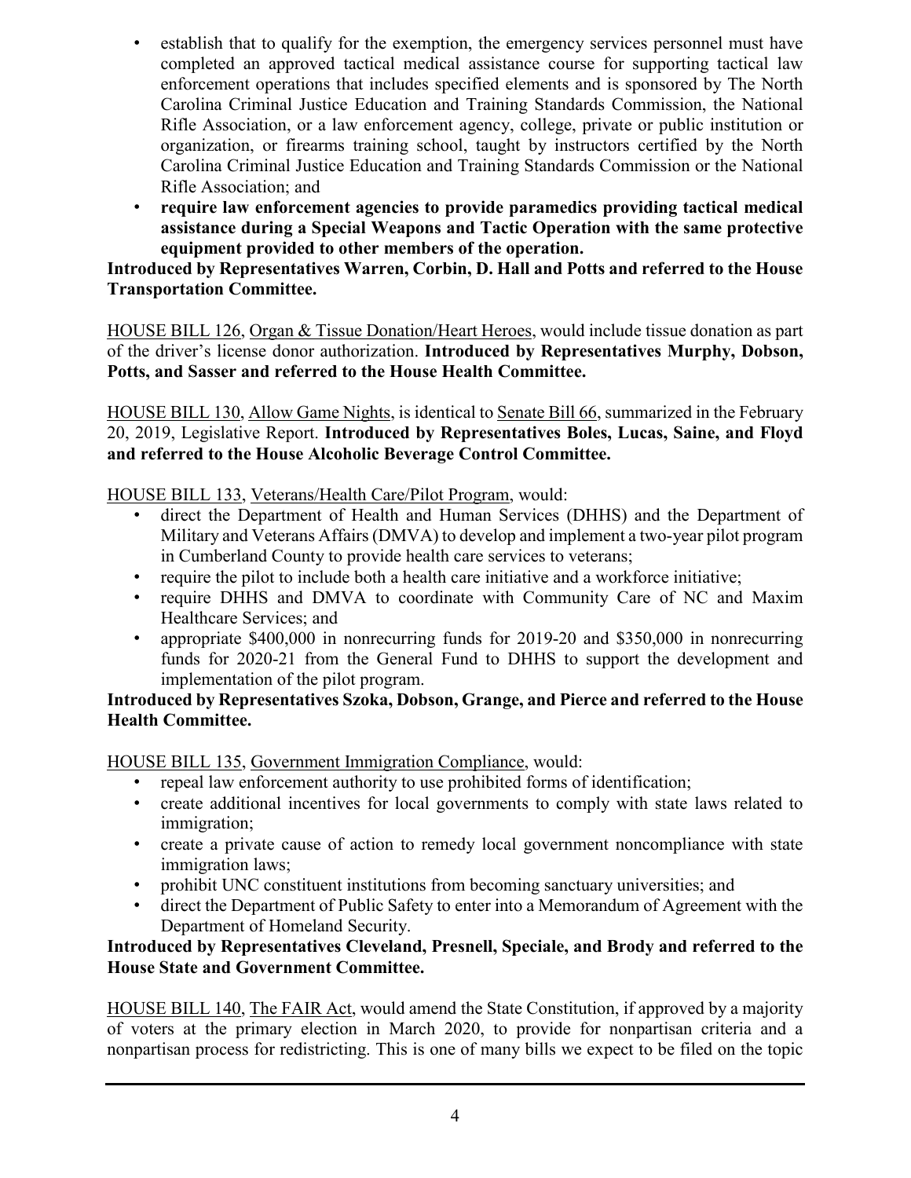- establish that to qualify for the exemption, the emergency services personnel must have completed an approved tactical medical assistance course for supporting tactical law enforcement operations that includes specified elements and is sponsored by The North Carolina Criminal Justice Education and Training Standards Commission, the National Rifle Association, or a law enforcement agency, college, private or public institution or organization, or firearms training school, taught by instructors certified by the North Carolina Criminal Justice Education and Training Standards Commission or the National Rifle Association; and
- **require law enforcement agencies to provide paramedics providing tactical medical assistance during a Special Weapons and Tactic Operation with the same protective equipment provided to other members of the operation.**

**Introduced by Representatives Warren, Corbin, D. Hall and Potts and referred to the House Transportation Committee.**

HOUSE BILL 126, Organ & Tissue Donation/Heart Heroes, would include tissue donation as part of the driver's license donor authorization. **Introduced by Representatives Murphy, Dobson, Potts, and Sasser and referred to the House Health Committee.**

HOUSE BILL 130, Allow Game Nights, is identical to Senate Bill 66, summarized in the February 20, 2019, Legislative Report. **Introduced by Representatives Boles, Lucas, Saine, and Floyd and referred to the House Alcoholic Beverage Control Committee.**

HOUSE BILL 133, Veterans/Health Care/Pilot Program, would:

- direct the Department of Health and Human Services (DHHS) and the Department of Military and Veterans Affairs (DMVA) to develop and implement a two-year pilot program in Cumberland County to provide health care services to veterans;
- require the pilot to include both a health care initiative and a workforce initiative;
- require DHHS and DMVA to coordinate with Community Care of NC and Maxim Healthcare Services; and
- appropriate $400,000 in nonrecurring funds for 2019-20 and $350,000 in nonrecurring funds for 2020-21 from the General Fund to DHHS to support the development and implementation of the pilot program.

**Introduced by Representatives Szoka, Dobson, Grange, and Pierce and referred to the House Health Committee.**

HOUSE BILL 135, Government Immigration Compliance, would:

- repeal law enforcement authority to use prohibited forms of identification;
- create additional incentives for local governments to comply with state laws related to immigration;
- create a private cause of action to remedy local government noncompliance with state immigration laws;
- prohibit UNC constituent institutions from becoming sanctuary universities; and
- direct the Department of Public Safety to enter into a Memorandum of Agreement with the Department of Homeland Security.

**Introduced by Representatives Cleveland, Presnell, Speciale, and Brody and referred to the House State and Government Committee.**

HOUSE BILL 140, The FAIR Act, would amend the State Constitution, if approved by a majority of voters at the primary election in March 2020, to provide for nonpartisan criteria and a nonpartisan process for redistricting. This is one of many bills we expect to be filed on the topic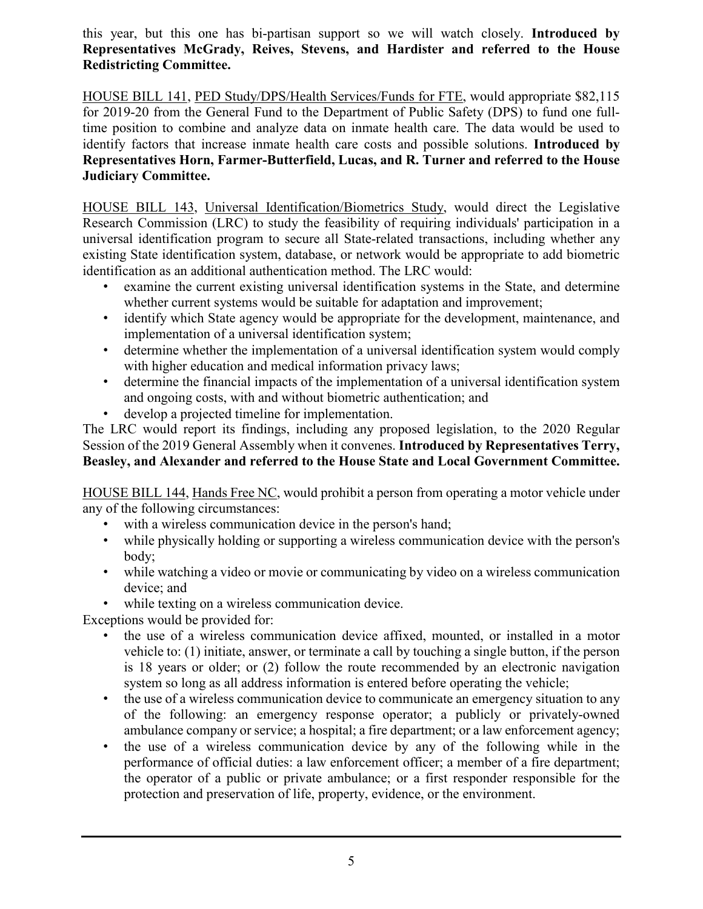this year, but this one has bi-partisan support so we will watch closely. **Introduced by Representatives McGrady, Reives, Stevens, and Hardister and referred to the House Redistricting Committee.**

HOUSE BILL 141, PED Study/DPS/Health Services/Funds for FTE, would appropriate $82,115 for 2019-20 from the General Fund to the Department of Public Safety (DPS) to fund one full-time position to combine and analyze data on inmate health care. The data would be used to identify factors that increase inmate health care costs and possible solutions. **Introduced by Representatives Horn, Farmer-Butterfield, Lucas, and R. Turner and referred to the House Judiciary Committee.**

HOUSE BILL 143, Universal Identification/Biometrics Study, would direct the Legislative Research Commission (LRC) to study the feasibility of requiring individuals' participation in a universal identification program to secure all State-related transactions, including whether any existing State identification system, database, or network would be appropriate to add biometric identification as an additional authentication method. The LRC would:

- examine the current existing universal identification systems in the State, and determine whether current systems would be suitable for adaptation and improvement;
- identify which State agency would be appropriate for the development, maintenance, and implementation of a universal identification system;
- determine whether the implementation of a universal identification system would comply with higher education and medical information privacy laws;
- determine the financial impacts of the implementation of a universal identification system and ongoing costs, with and without biometric authentication; and
- develop a projected timeline for implementation.

The LRC would report its findings, including any proposed legislation, to the 2020 Regular Session of the 2019 General Assembly when it convenes. **Introduced by Representatives Terry, Beasley, and Alexander and referred to the House State and Local Government Committee.**

HOUSE BILL 144, Hands Free NC, would prohibit a person from operating a motor vehicle under any of the following circumstances:

- with a wireless communication device in the person's hand;
- while physically holding or supporting a wireless communication device with the person's body;
- while watching a video or movie or communicating by video on a wireless communication device; and
- while texting on a wireless communication device.

Exceptions would be provided for:

- the use of a wireless communication device affixed, mounted, or installed in a motor vehicle to: (1) initiate, answer, or terminate a call by touching a single button, if the person is 18 years or older; or (2) follow the route recommended by an electronic navigation system so long as all address information is entered before operating the vehicle;
- the use of a wireless communication device to communicate an emergency situation to any of the following: an emergency response operator; a publicly or privately-owned ambulance company or service; a hospital; a fire department; or a law enforcement agency;
- the use of a wireless communication device by any of the following while in the performance of official duties: a law enforcement officer; a member of a fire department; the operator of a public or private ambulance; or a first responder responsible for the protection and preservation of life, property, evidence, or the environment.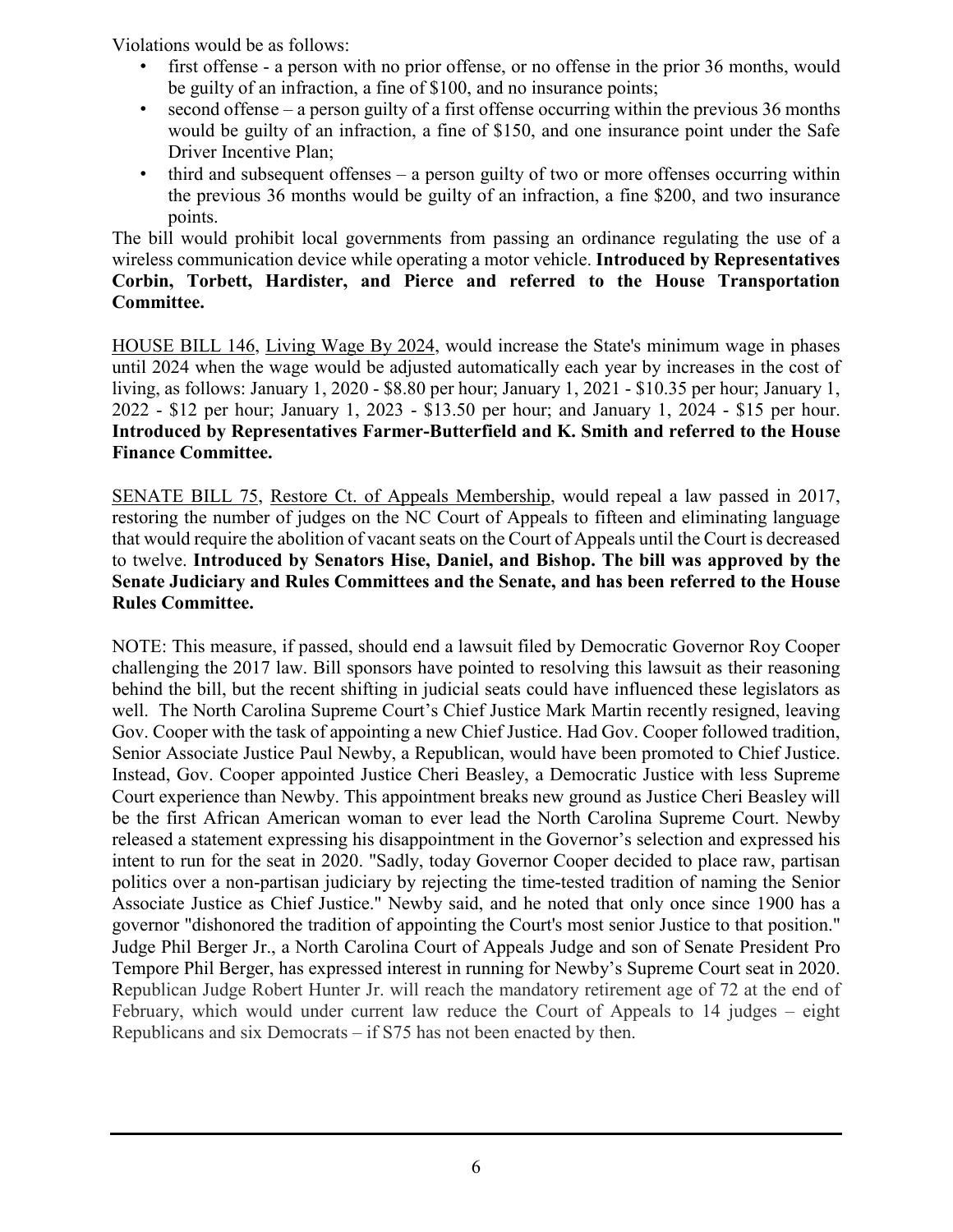Violations would be as follows:

- first offense - a person with no prior offense, or no offense in the prior 36 months, would be guilty of an infraction, a fine of $100, and no insurance points;
- second offense – a person guilty of a first offense occurring within the previous 36 months would be guilty of an infraction, a fine of $150, and one insurance point under the Safe Driver Incentive Plan;
- third and subsequent offenses – a person guilty of two or more offenses occurring within the previous 36 months would be guilty of an infraction, a fine $200, and two insurance points.

The bill would prohibit local governments from passing an ordinance regulating the use of a wireless communication device while operating a motor vehicle. **Introduced by Representatives Corbin, Torbett, Hardister, and Pierce and referred to the House Transportation Committee.**

HOUSE BILL 146, Living Wage By 2024, would increase the State's minimum wage in phases until 2024 when the wage would be adjusted automatically each year by increases in the cost of living, as follows: January 1, 2020 - $8.80 per hour; January 1, 2021 - $10.35 per hour; January 1, 2022 - $12 per hour; January 1, 2023 - $13.50 per hour; and January 1, 2024 - $15 per hour. **Introduced by Representatives Farmer-Butterfield and K. Smith and referred to the House Finance Committee.**

SENATE BILL 75, Restore Ct. of Appeals Membership, would repeal a law passed in 2017, restoring the number of judges on the NC Court of Appeals to fifteen and eliminating language that would require the abolition of vacant seats on the Court of Appeals until the Court is decreased to twelve. **Introduced by Senators Hise, Daniel, and Bishop. The bill was approved by the Senate Judiciary and Rules Committees and the Senate, and has been referred to the House Rules Committee.**

NOTE: This measure, if passed, should end a lawsuit filed by Democratic Governor Roy Cooper challenging the 2017 law. Bill sponsors have pointed to resolving this lawsuit as their reasoning behind the bill, but the recent shifting in judicial seats could have influenced these legislators as well. The North Carolina Supreme Court's Chief Justice Mark Martin recently resigned, leaving Gov. Cooper with the task of appointing a new Chief Justice. Had Gov. Cooper followed tradition, Senior Associate Justice Paul Newby, a Republican, would have been promoted to Chief Justice. Instead, Gov. Cooper appointed Justice Cheri Beasley, a Democratic Justice with less Supreme Court experience than Newby. This appointment breaks new ground as Justice Cheri Beasley will be the first African American woman to ever lead the North Carolina Supreme Court. Newby released a statement expressing his disappointment in the Governor's selection and expressed his intent to run for the seat in 2020. "Sadly, today Governor Cooper decided to place raw, partisan politics over a non-partisan judiciary by rejecting the time-tested tradition of naming the Senior Associate Justice as Chief Justice." Newby said, and he noted that only once since 1900 has a governor "dishonored the tradition of appointing the Court's most senior Justice to that position." Judge Phil Berger Jr., a North Carolina Court of Appeals Judge and son of Senate President Pro Tempore Phil Berger, has expressed interest in running for Newby's Supreme Court seat in 2020. Republican Judge Robert Hunter Jr. will reach the mandatory retirement age of 72 at the end of February, which would under current law reduce the Court of Appeals to 14 judges – eight Republicans and six Democrats – if S75 has not been enacted by then.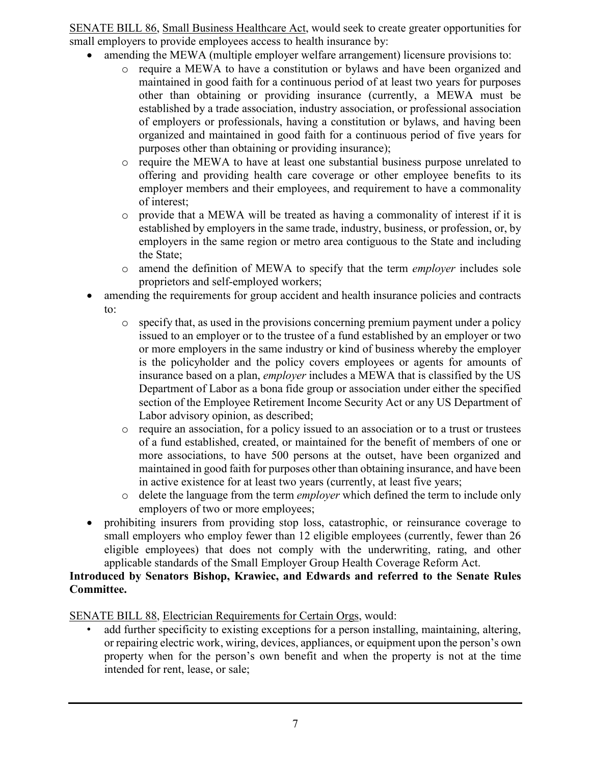<u>SENATE BILL 86</u>, <u>Small Business Healthcare Act</u>, would seek to create greater opportunities for small employers to provide employees access to health insurance by:

- amending the MEWA (multiple employer welfare arrangement) licensure provisions to:
  - require a MEWA to have a constitution or bylaws and have been organized and maintained in good faith for a continuous period of at least two years for purposes other than obtaining or providing insurance (currently, a MEWA must be established by a trade association, industry association, or professional association of employers or professionals, having a constitution or bylaws, and having been organized and maintained in good faith for a continuous period of five years for purposes other than obtaining or providing insurance);
  - require the MEWA to have at least one substantial business purpose unrelated to offering and providing health care coverage or other employee benefits to its employer members and their employees, and requirement to have a commonality of interest;
  - provide that a MEWA will be treated as having a commonality of interest if it is established by employers in the same trade, industry, business, or profession, or, by employers in the same region or metro area contiguous to the State and including the State;
  - amend the definition of MEWA to specify that the term *employer* includes sole proprietors and self-employed workers;
- amending the requirements for group accident and health insurance policies and contracts to:
  - specify that, as used in the provisions concerning premium payment under a policy issued to an employer or to the trustee of a fund established by an employer or two or more employers in the same industry or kind of business whereby the employer is the policyholder and the policy covers employees or agents for amounts of insurance based on a plan, *employer* includes a MEWA that is classified by the US Department of Labor as a bona fide group or association under either the specified section of the Employee Retirement Income Security Act or any US Department of Labor advisory opinion, as described;
  - require an association, for a policy issued to an association or to a trust or trustees of a fund established, created, or maintained for the benefit of members of one or more associations, to have 500 persons at the outset, have been organized and maintained in good faith for purposes other than obtaining insurance, and have been in active existence for at least two years (currently, at least five years;
  - delete the language from the term *employer* which defined the term to include only employers of two or more employees;
- prohibiting insurers from providing stop loss, catastrophic, or reinsurance coverage to small employers who employ fewer than 12 eligible employees (currently, fewer than 26 eligible employees) that does not comply with the underwriting, rating, and other applicable standards of the Small Employer Group Health Coverage Reform Act.

**Introduced by Senators Bishop, Krawiec, and Edwards and referred to the Senate Rules Committee.**

<u>SENATE BILL 88</u>, <u>Electrician Requirements for Certain Orgs</u>, would:

- add further specificity to existing exceptions for a person installing, maintaining, altering, or repairing electric work, wiring, devices, appliances, or equipment upon the person's own property when for the person's own benefit and when the property is not at the time intended for rent, lease, or sale;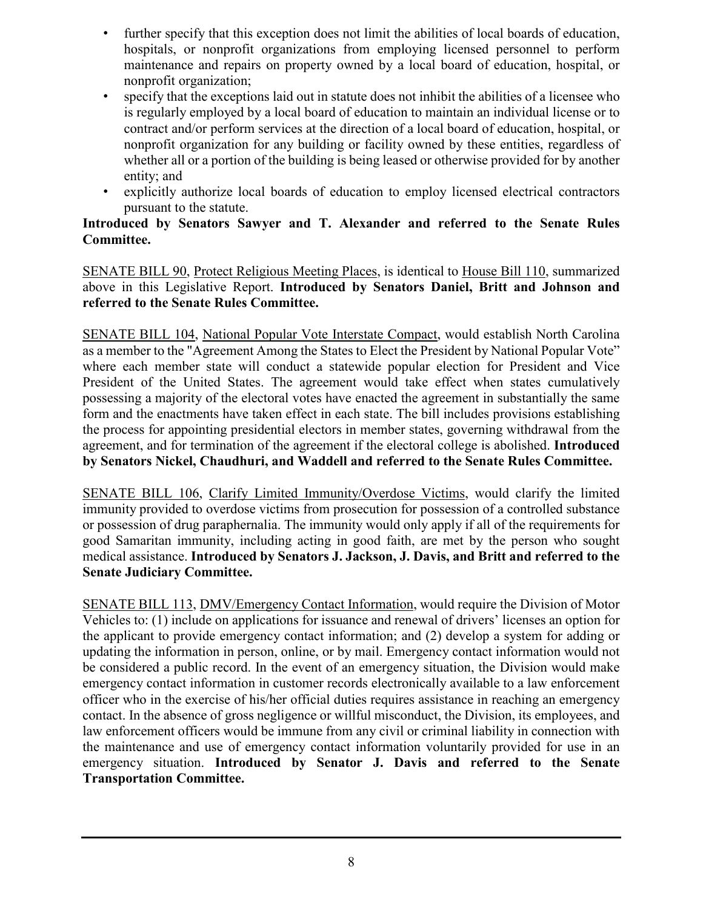- further specify that this exception does not limit the abilities of local boards of education, hospitals, or nonprofit organizations from employing licensed personnel to perform maintenance and repairs on property owned by a local board of education, hospital, or nonprofit organization;
- specify that the exceptions laid out in statute does not inhibit the abilities of a licensee who is regularly employed by a local board of education to maintain an individual license or to contract and/or perform services at the direction of a local board of education, hospital, or nonprofit organization for any building or facility owned by these entities, regardless of whether all or a portion of the building is being leased or otherwise provided for by another entity; and
- explicitly authorize local boards of education to employ licensed electrical contractors pursuant to the statute.

**Introduced by Senators Sawyer and T. Alexander and referred to the Senate Rules Committee.**

SENATE BILL 90, Protect Religious Meeting Places, is identical to House Bill 110, summarized above in this Legislative Report. **Introduced by Senators Daniel, Britt and Johnson and referred to the Senate Rules Committee.**

SENATE BILL 104, National Popular Vote Interstate Compact, would establish North Carolina as a member to the "Agreement Among the States to Elect the President by National Popular Vote" where each member state will conduct a statewide popular election for President and Vice President of the United States. The agreement would take effect when states cumulatively possessing a majority of the electoral votes have enacted the agreement in substantially the same form and the enactments have taken effect in each state. The bill includes provisions establishing the process for appointing presidential electors in member states, governing withdrawal from the agreement, and for termination of the agreement if the electoral college is abolished. **Introduced by Senators Nickel, Chaudhuri, and Waddell and referred to the Senate Rules Committee.**

SENATE BILL 106, Clarify Limited Immunity/Overdose Victims, would clarify the limited immunity provided to overdose victims from prosecution for possession of a controlled substance or possession of drug paraphernalia. The immunity would only apply if all of the requirements for good Samaritan immunity, including acting in good faith, are met by the person who sought medical assistance. **Introduced by Senators J. Jackson, J. Davis, and Britt and referred to the Senate Judiciary Committee.**

SENATE BILL 113, DMV/Emergency Contact Information, would require the Division of Motor Vehicles to: (1) include on applications for issuance and renewal of drivers' licenses an option for the applicant to provide emergency contact information; and (2) develop a system for adding or updating the information in person, online, or by mail. Emergency contact information would not be considered a public record. In the event of an emergency situation, the Division would make emergency contact information in customer records electronically available to a law enforcement officer who in the exercise of his/her official duties requires assistance in reaching an emergency contact. In the absence of gross negligence or willful misconduct, the Division, its employees, and law enforcement officers would be immune from any civil or criminal liability in connection with the maintenance and use of emergency contact information voluntarily provided for use in an emergency situation. **Introduced by Senator J. Davis and referred to the Senate Transportation Committee.**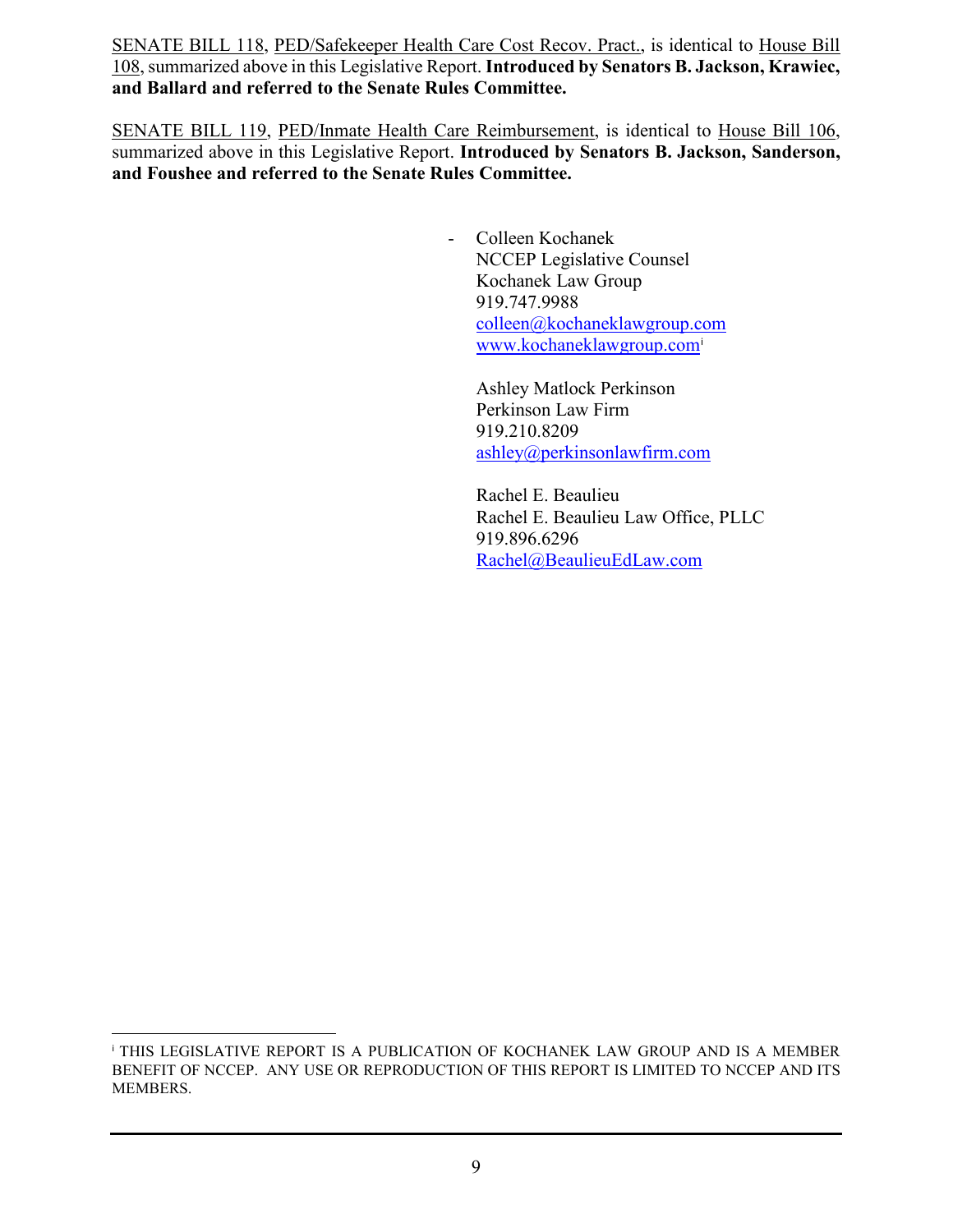SENATE BILL 118, PED/Safekeeper Health Care Cost Recov. Pract., is identical to House Bill 108, summarized above in this Legislative Report. **Introduced by Senators B. Jackson, Krawiec, and Ballard and referred to the Senate Rules Committee.**

SENATE BILL 119, PED/Inmate Health Care Reimbursement, is identical to House Bill 106, summarized above in this Legislative Report. **Introduced by Senators B. Jackson, Sanderson, and Foushee and referred to the Senate Rules Committee.**

\- Colleen Kochanek
NCCEP Legislative Counsel
Kochanek Law Group
919.747.9988
colleen@kochaneklawgroup.com
www.kochaneklawgroup.com[i]

Ashley Matlock Perkinson
Perkinson Law Firm
919.210.8209
ashley@perkinsonlawfirm.com

Rachel E. Beaulieu
Rachel E. Beaulieu Law Office, PLLC
919.896.6296
Rachel@BeaulieuEdLaw.com

---

[i] THIS LEGISLATIVE REPORT IS A PUBLICATION OF KOCHANEK LAW GROUP AND IS A MEMBER BENEFIT OF NCCEP. ANY USE OR REPRODUCTION OF THIS REPORT IS LIMITED TO NCCEP AND ITS MEMBERS.